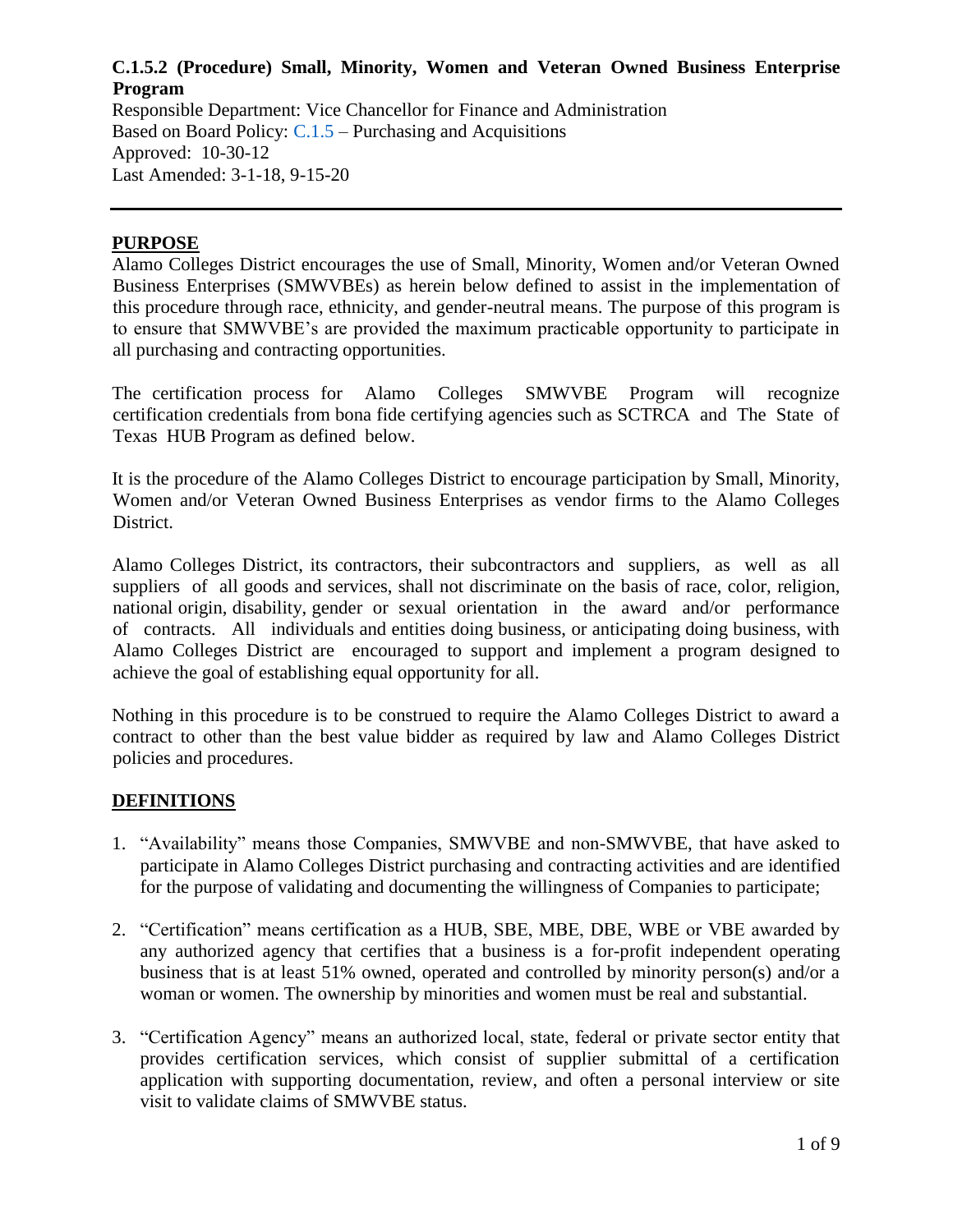# C.1.5.2 (Procedure) Small, Minority, Women and Veteran Owned Business Enterprise Program

Responsible Department: Vice Chancellor for Finance and Administration
Based on Board Policy: C.1.5 – Purchasing and Acquisitions
Approved: 10-30-12
Last Amended: 3-1-18, 9-15-20

---

## PURPOSE

Alamo Colleges District encourages the use of Small, Minority, Women and/or Veteran Owned Business Enterprises (SMWVBEs) as herein below defined to assist in the implementation of this procedure through race, ethnicity, and gender-neutral means. The purpose of this program is to ensure that SMWVBE's are provided the maximum practicable opportunity to participate in all purchasing and contracting opportunities.

The certification process for Alamo Colleges SMWVBE Program will recognize certification credentials from bona fide certifying agencies such as SCTRCA and The State of Texas HUB Program as defined below.

It is the procedure of the Alamo Colleges District to encourage participation by Small, Minority, Women and/or Veteran Owned Business Enterprises as vendor firms to the Alamo Colleges District.

Alamo Colleges District, its contractors, their subcontractors and suppliers, as well as all suppliers of all goods and services, shall not discriminate on the basis of race, color, religion, national origin, disability, gender or sexual orientation in the award and/or performance of contracts. All individuals and entities doing business, or anticipating doing business, with Alamo Colleges District are encouraged to support and implement a program designed to achieve the goal of establishing equal opportunity for all.

Nothing in this procedure is to be construed to require the Alamo Colleges District to award a contract to other than the best value bidder as required by law and Alamo Colleges District policies and procedures.

## DEFINITIONS

1. "Availability" means those Companies, SMWVBE and non-SMWVBE, that have asked to participate in Alamo Colleges District purchasing and contracting activities and are identified for the purpose of validating and documenting the willingness of Companies to participate;

2. "Certification" means certification as a HUB, SBE, MBE, DBE, WBE or VBE awarded by any authorized agency that certifies that a business is a for-profit independent operating business that is at least 51% owned, operated and controlled by minority person(s) and/or a woman or women. The ownership by minorities and women must be real and substantial.

3. "Certification Agency" means an authorized local, state, federal or private sector entity that provides certification services, which consist of supplier submittal of a certification application with supporting documentation, review, and often a personal interview or site visit to validate claims of SMWVBE status.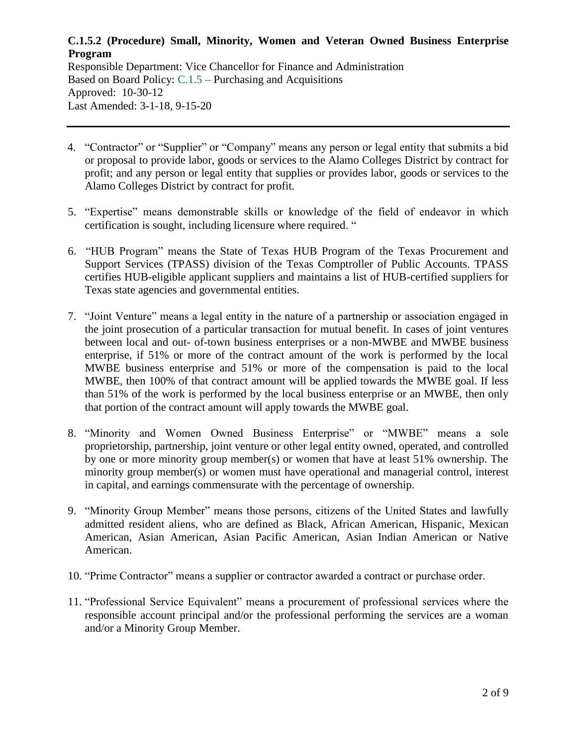4. "Contractor" or "Supplier" or "Company" means any person or legal entity that submits a bid or proposal to provide labor, goods or services to the Alamo Colleges District by contract for profit; and any person or legal entity that supplies or provides labor, goods or services to the Alamo Colleges District by contract for profit.

5. "Expertise" means demonstrable skills or knowledge of the field of endeavor in which certification is sought, including licensure where required. "

6. "HUB Program" means the State of Texas HUB Program of the Texas Procurement and Support Services (TPASS) division of the Texas Comptroller of Public Accounts. TPASS certifies HUB-eligible applicant suppliers and maintains a list of HUB-certified suppliers for Texas state agencies and governmental entities.

7. "Joint Venture" means a legal entity in the nature of a partnership or association engaged in the joint prosecution of a particular transaction for mutual benefit. In cases of joint ventures between local and out- of-town business enterprises or a non-MWBE and MWBE business enterprise, if 51% or more of the contract amount of the work is performed by the local MWBE business enterprise and 51% or more of the compensation is paid to the local MWBE, then 100% of that contract amount will be applied towards the MWBE goal. If less than 51% of the work is performed by the local business enterprise or an MWBE, then only that portion of the contract amount will apply towards the MWBE goal.

8. "Minority and Women Owned Business Enterprise" or "MWBE" means a sole proprietorship, partnership, joint venture or other legal entity owned, operated, and controlled by one or more minority group member(s) or women that have at least 51% ownership. The minority group member(s) or women must have operational and managerial control, interest in capital, and earnings commensurate with the percentage of ownership.

9. "Minority Group Member" means those persons, citizens of the United States and lawfully admitted resident aliens, who are defined as Black, African American, Hispanic, Mexican American, Asian American, Asian Pacific American, Asian Indian American or Native American.

10. "Prime Contractor" means a supplier or contractor awarded a contract or purchase order.

11. "Professional Service Equivalent" means a procurement of professional services where the responsible account principal and/or the professional performing the services are a woman and/or a Minority Group Member.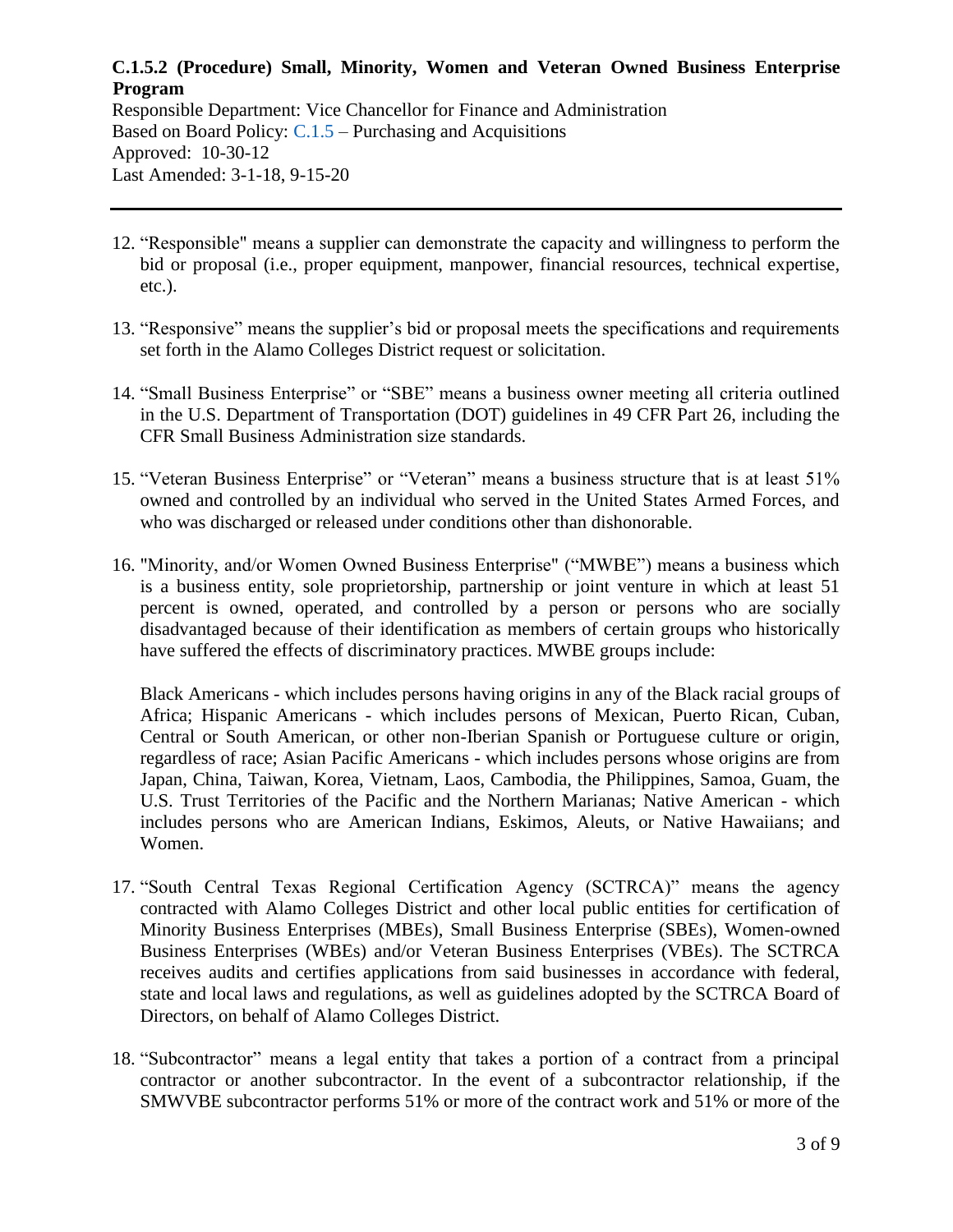**C.1.5.2 (Procedure) Small, Minority, Women and Veteran Owned Business Enterprise Program**

Responsible Department: Vice Chancellor for Finance and Administration
Based on Board Policy: C.1.5 – Purchasing and Acquisitions
Approved: 10-30-12
Last Amended: 3-1-18, 9-15-20

---

12. "Responsible" means a supplier can demonstrate the capacity and willingness to perform the bid or proposal (i.e., proper equipment, manpower, financial resources, technical expertise, etc.).

13. "Responsive" means the supplier's bid or proposal meets the specifications and requirements set forth in the Alamo Colleges District request or solicitation.

14. "Small Business Enterprise" or "SBE" means a business owner meeting all criteria outlined in the U.S. Department of Transportation (DOT) guidelines in 49 CFR Part 26, including the CFR Small Business Administration size standards.

15. "Veteran Business Enterprise" or "Veteran" means a business structure that is at least 51% owned and controlled by an individual who served in the United States Armed Forces, and who was discharged or released under conditions other than dishonorable.

16. "Minority, and/or Women Owned Business Enterprise" ("MWBE") means a business which is a business entity, sole proprietorship, partnership or joint venture in which at least 51 percent is owned, operated, and controlled by a person or persons who are socially disadvantaged because of their identification as members of certain groups who historically have suffered the effects of discriminatory practices. MWBE groups include:

    Black Americans - which includes persons having origins in any of the Black racial groups of Africa; Hispanic Americans - which includes persons of Mexican, Puerto Rican, Cuban, Central or South American, or other non-Iberian Spanish or Portuguese culture or origin, regardless of race; Asian Pacific Americans - which includes persons whose origins are from Japan, China, Taiwan, Korea, Vietnam, Laos, Cambodia, the Philippines, Samoa, Guam, the U.S. Trust Territories of the Pacific and the Northern Marianas; Native American - which includes persons who are American Indians, Eskimos, Aleuts, or Native Hawaiians; and Women.

17. "South Central Texas Regional Certification Agency (SCTRCA)" means the agency contracted with Alamo Colleges District and other local public entities for certification of Minority Business Enterprises (MBEs), Small Business Enterprise (SBEs), Women-owned Business Enterprises (WBEs) and/or Veteran Business Enterprises (VBEs). The SCTRCA receives audits and certifies applications from said businesses in accordance with federal, state and local laws and regulations, as well as guidelines adopted by the SCTRCA Board of Directors, on behalf of Alamo Colleges District.

18. "Subcontractor" means a legal entity that takes a portion of a contract from a principal contractor or another subcontractor. In the event of a subcontractor relationship, if the SMWVBE subcontractor performs 51% or more of the contract work and 51% or more of the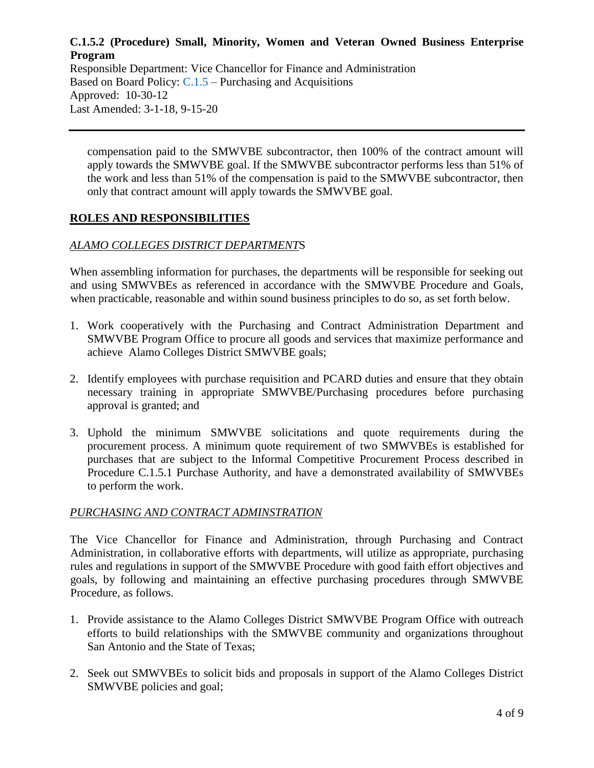compensation paid to the SMWVBE subcontractor, then 100% of the contract amount will apply towards the SMWVBE goal. If the SMWVBE subcontractor performs less than 51% of the work and less than 51% of the compensation is paid to the SMWVBE subcontractor, then only that contract amount will apply towards the SMWVBE goal.

## ROLES AND RESPONSIBILITIES

### *ALAMO COLLEGES DISTRICT DEPARTMENTS*

When assembling information for purchases, the departments will be responsible for seeking out and using SMWVBEs as referenced in accordance with the SMWVBE Procedure and Goals, when practicable, reasonable and within sound business principles to do so, as set forth below.

1. Work cooperatively with the Purchasing and Contract Administration Department and SMWVBE Program Office to procure all goods and services that maximize performance and achieve Alamo Colleges District SMWVBE goals;

2. Identify employees with purchase requisition and PCARD duties and ensure that they obtain necessary training in appropriate SMWVBE/Purchasing procedures before purchasing approval is granted; and

3. Uphold the minimum SMWVBE solicitations and quote requirements during the procurement process. A minimum quote requirement of two SMWVBEs is established for purchases that are subject to the Informal Competitive Procurement Process described in Procedure C.1.5.1 Purchase Authority, and have a demonstrated availability of SMWVBEs to perform the work.

### *PURCHASING AND CONTRACT ADMINSTRATION*

The Vice Chancellor for Finance and Administration, through Purchasing and Contract Administration, in collaborative efforts with departments, will utilize as appropriate, purchasing rules and regulations in support of the SMWVBE Procedure with good faith effort objectives and goals, by following and maintaining an effective purchasing procedures through SMWVBE Procedure, as follows.

1. Provide assistance to the Alamo Colleges District SMWVBE Program Office with outreach efforts to build relationships with the SMWVBE community and organizations throughout San Antonio and the State of Texas;

2. Seek out SMWVBEs to solicit bids and proposals in support of the Alamo Colleges District SMWVBE policies and goal;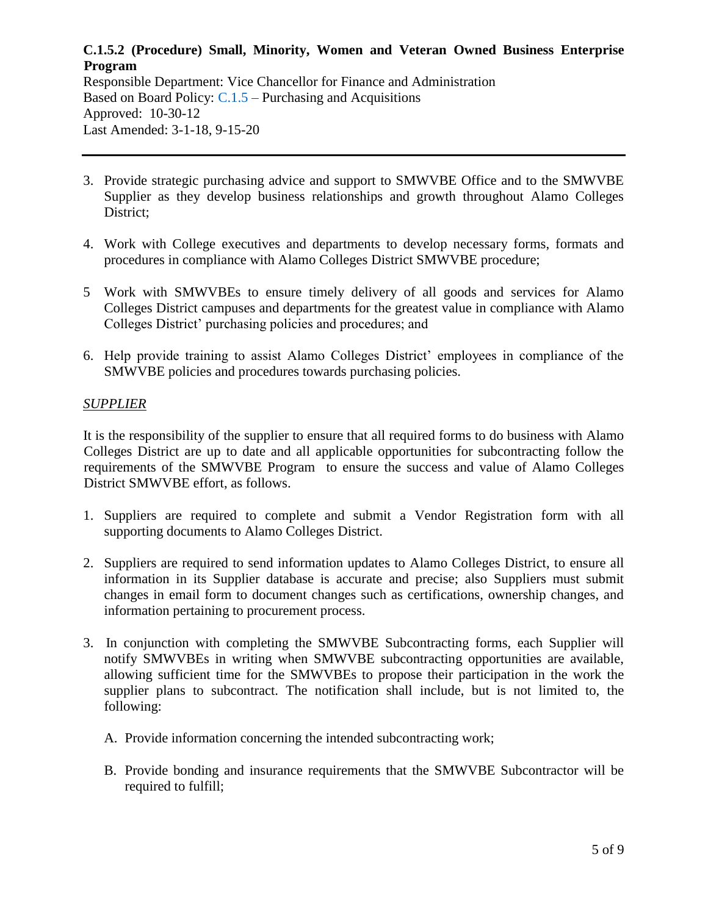**C.1.5.2 (Procedure) Small, Minority, Women and Veteran Owned Business Enterprise Program**

Responsible Department: Vice Chancellor for Finance and Administration
Based on Board Policy: C.1.5 – Purchasing and Acquisitions
Approved: 10-30-12
Last Amended: 3-1-18, 9-15-20

---

3. Provide strategic purchasing advice and support to SMWVBE Office and to the SMWVBE Supplier as they develop business relationships and growth throughout Alamo Colleges District;

4. Work with College executives and departments to develop necessary forms, formats and procedures in compliance with Alamo Colleges District SMWVBE procedure;

5 Work with SMWVBEs to ensure timely delivery of all goods and services for Alamo Colleges District campuses and departments for the greatest value in compliance with Alamo Colleges District' purchasing policies and procedures; and

6. Help provide training to assist Alamo Colleges District' employees in compliance of the SMWVBE policies and procedures towards purchasing policies.

*SUPPLIER*

It is the responsibility of the supplier to ensure that all required forms to do business with Alamo Colleges District are up to date and all applicable opportunities for subcontracting follow the requirements of the SMWVBE Program to ensure the success and value of Alamo Colleges District SMWVBE effort, as follows.

1. Suppliers are required to complete and submit a Vendor Registration form with all supporting documents to Alamo Colleges District.

2. Suppliers are required to send information updates to Alamo Colleges District, to ensure all information in its Supplier database is accurate and precise; also Suppliers must submit changes in email form to document changes such as certifications, ownership changes, and information pertaining to procurement process.

3. In conjunction with completing the SMWVBE Subcontracting forms, each Supplier will notify SMWVBEs in writing when SMWVBE subcontracting opportunities are available, allowing sufficient time for the SMWVBEs to propose their participation in the work the supplier plans to subcontract. The notification shall include, but is not limited to, the following:

   A. Provide information concerning the intended subcontracting work;

   B. Provide bonding and insurance requirements that the SMWVBE Subcontractor will be required to fulfill;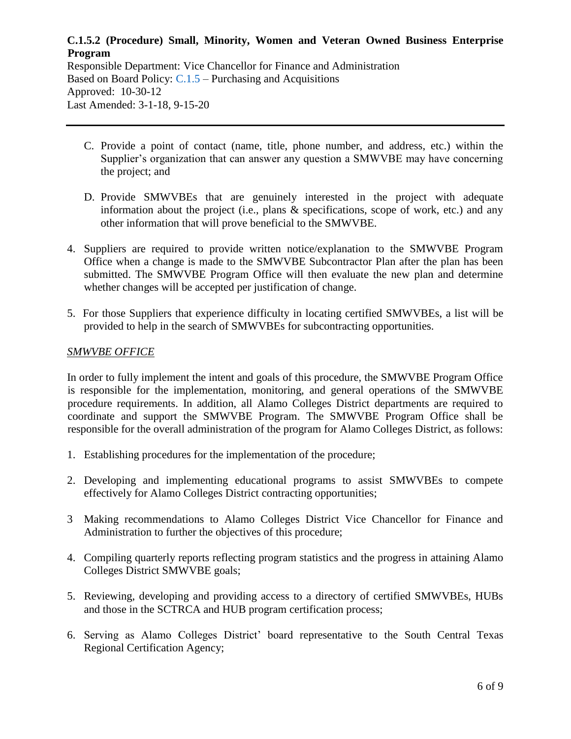C. Provide a point of contact (name, title, phone number, and address, etc.) within the Supplier's organization that can answer any question a SMWVBE may have concerning the project; and

D. Provide SMWVBEs that are genuinely interested in the project with adequate information about the project (i.e., plans & specifications, scope of work, etc.) and any other information that will prove beneficial to the SMWVBE.

4. Suppliers are required to provide written notice/explanation to the SMWVBE Program Office when a change is made to the SMWVBE Subcontractor Plan after the plan has been submitted. The SMWVBE Program Office will then evaluate the new plan and determine whether changes will be accepted per justification of change.

5. For those Suppliers that experience difficulty in locating certified SMWVBEs, a list will be provided to help in the search of SMWVBEs for subcontracting opportunities.

*SMWVBE OFFICE*

In order to fully implement the intent and goals of this procedure, the SMWVBE Program Office is responsible for the implementation, monitoring, and general operations of the SMWVBE procedure requirements. In addition, all Alamo Colleges District departments are required to coordinate and support the SMWVBE Program. The SMWVBE Program Office shall be responsible for the overall administration of the program for Alamo Colleges District, as follows:

1. Establishing procedures for the implementation of the procedure;

2. Developing and implementing educational programs to assist SMWVBEs to compete effectively for Alamo Colleges District contracting opportunities;

3 Making recommendations to Alamo Colleges District Vice Chancellor for Finance and Administration to further the objectives of this procedure;

4. Compiling quarterly reports reflecting program statistics and the progress in attaining Alamo Colleges District SMWVBE goals;

5. Reviewing, developing and providing access to a directory of certified SMWVBEs, HUBs and those in the SCTRCA and HUB program certification process;

6. Serving as Alamo Colleges District' board representative to the South Central Texas Regional Certification Agency;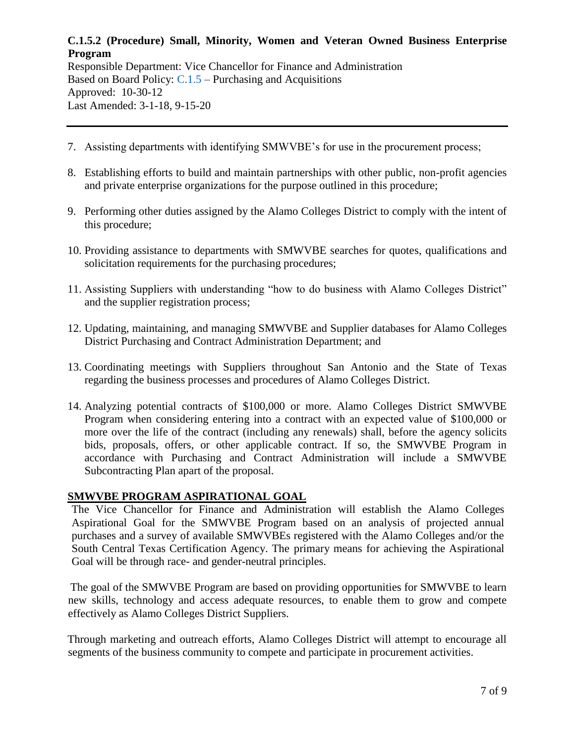7. Assisting departments with identifying SMWVBE's for use in the procurement process;

8. Establishing efforts to build and maintain partnerships with other public, non-profit agencies and private enterprise organizations for the purpose outlined in this procedure;

9. Performing other duties assigned by the Alamo Colleges District to comply with the intent of this procedure;

10. Providing assistance to departments with SMWVBE searches for quotes, qualifications and solicitation requirements for the purchasing procedures;

11. Assisting Suppliers with understanding "how to do business with Alamo Colleges District" and the supplier registration process;

12. Updating, maintaining, and managing SMWVBE and Supplier databases for Alamo Colleges District Purchasing and Contract Administration Department; and

13. Coordinating meetings with Suppliers throughout San Antonio and the State of Texas regarding the business processes and procedures of Alamo Colleges District.

14. Analyzing potential contracts of $100,000 or more. Alamo Colleges District SMWVBE Program when considering entering into a contract with an expected value of $100,000 or more over the life of the contract (including any renewals) shall, before the agency solicits bids, proposals, offers, or other applicable contract. If so, the SMWVBE Program in accordance with Purchasing and Contract Administration will include a SMWVBE Subcontracting Plan apart of the proposal.

## SMWVBE PROGRAM ASPIRATIONAL GOAL

The Vice Chancellor for Finance and Administration will establish the Alamo Colleges Aspirational Goal for the SMWVBE Program based on an analysis of projected annual purchases and a survey of available SMWVBEs registered with the Alamo Colleges and/or the South Central Texas Certification Agency. The primary means for achieving the Aspirational Goal will be through race- and gender-neutral principles.

The goal of the SMWVBE Program are based on providing opportunities for SMWVBE to learn new skills, technology and access adequate resources, to enable them to grow and compete effectively as Alamo Colleges District Suppliers.

Through marketing and outreach efforts, Alamo Colleges District will attempt to encourage all segments of the business community to compete and participate in procurement activities.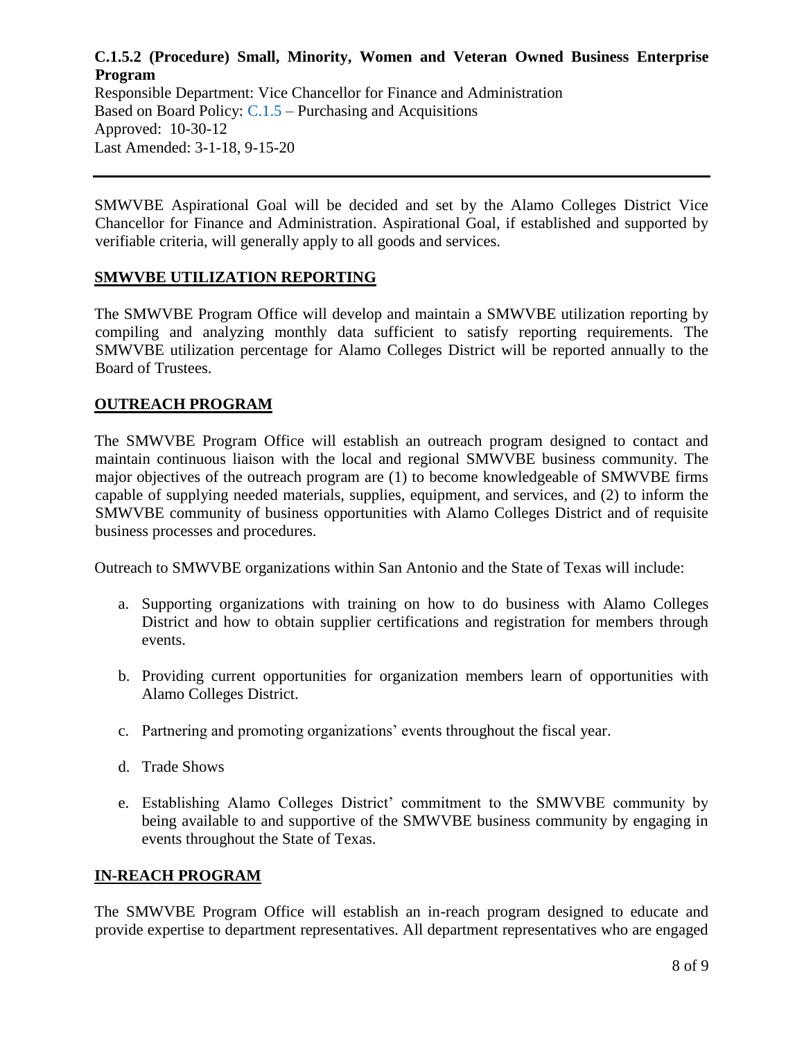**C.1.5.2 (Procedure) Small, Minority, Women and Veteran Owned Business Enterprise Program**
Responsible Department: Vice Chancellor for Finance and Administration
Based on Board Policy: C.1.5 – Purchasing and Acquisitions
Approved: 10-30-12
Last Amended: 3-1-18, 9-15-20

---

SMWVBE Aspirational Goal will be decided and set by the Alamo Colleges District Vice Chancellor for Finance and Administration. Aspirational Goal, if established and supported by verifiable criteria, will generally apply to all goods and services.

## SMWVBE UTILIZATION REPORTING

The SMWVBE Program Office will develop and maintain a SMWVBE utilization reporting by compiling and analyzing monthly data sufficient to satisfy reporting requirements. The SMWVBE utilization percentage for Alamo Colleges District will be reported annually to the Board of Trustees.

## OUTREACH PROGRAM

The SMWVBE Program Office will establish an outreach program designed to contact and maintain continuous liaison with the local and regional SMWVBE business community. The major objectives of the outreach program are (1) to become knowledgeable of SMWVBE firms capable of supplying needed materials, supplies, equipment, and services, and (2) to inform the SMWVBE community of business opportunities with Alamo Colleges District and of requisite business processes and procedures.

Outreach to SMWVBE organizations within San Antonio and the State of Texas will include:

a. Supporting organizations with training on how to do business with Alamo Colleges District and how to obtain supplier certifications and registration for members through events.

b. Providing current opportunities for organization members learn of opportunities with Alamo Colleges District.

c. Partnering and promoting organizations' events throughout the fiscal year.

d. Trade Shows

e. Establishing Alamo Colleges District' commitment to the SMWVBE community by being available to and supportive of the SMWVBE business community by engaging in events throughout the State of Texas.

## IN-REACH PROGRAM

The SMWVBE Program Office will establish an in-reach program designed to educate and provide expertise to department representatives. All department representatives who are engaged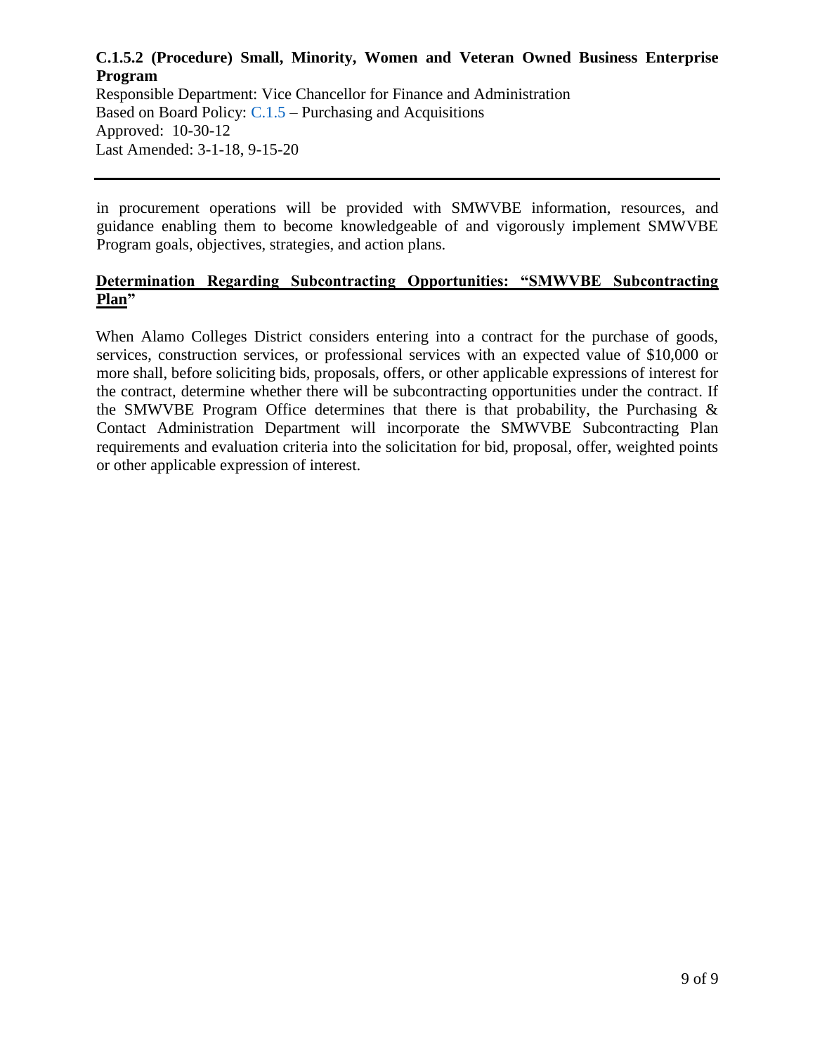**C.1.5.2 (Procedure) Small, Minority, Women and Veteran Owned Business Enterprise Program**

Responsible Department: Vice Chancellor for Finance and Administration
Based on Board Policy: C.1.5 – Purchasing and Acquisitions
Approved: 10-30-12
Last Amended: 3-1-18, 9-15-20

---

in procurement operations will be provided with SMWVBE information, resources, and guidance enabling them to become knowledgeable of and vigorously implement SMWVBE Program goals, objectives, strategies, and action plans.

**Determination Regarding Subcontracting Opportunities: "SMWVBE Subcontracting Plan"**

When Alamo Colleges District considers entering into a contract for the purchase of goods, services, construction services, or professional services with an expected value of $10,000 or more shall, before soliciting bids, proposals, offers, or other applicable expressions of interest for the contract, determine whether there will be subcontracting opportunities under the contract. If the SMWVBE Program Office determines that there is that probability, the Purchasing & Contact Administration Department will incorporate the SMWVBE Subcontracting Plan requirements and evaluation criteria into the solicitation for bid, proposal, offer, weighted points or other applicable expression of interest.